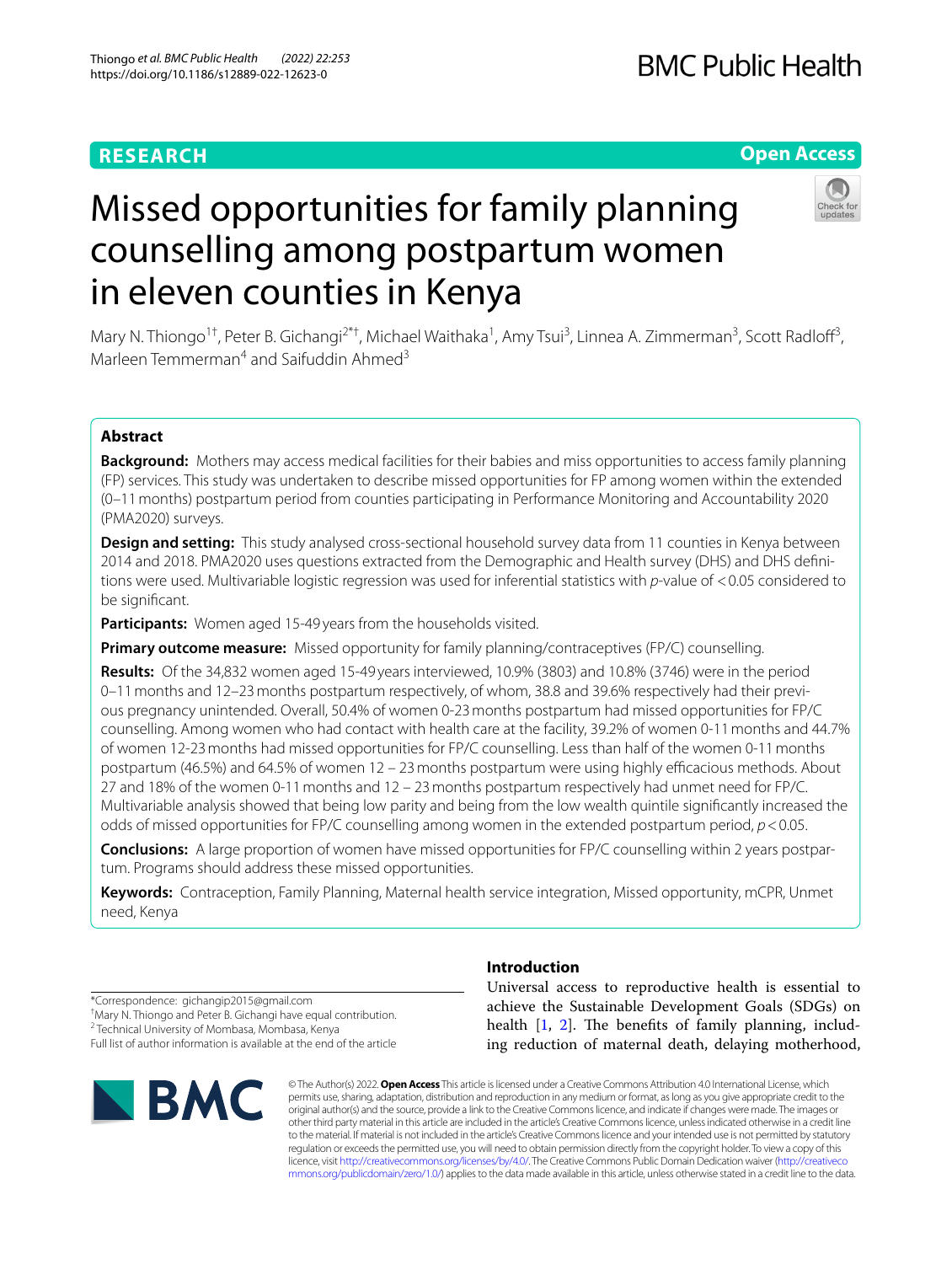RESEARCH

Open Access

# Missed opportunities for family planning counselling among postpartum women in eleven counties in Kenya

Mary N. Thiongo[1†], Peter B. Gichangi[2*†], Michael Waithaka[1], Amy Tsui[3], Linnea A. Zimmerman[3], Scott Radloff[3], Marleen Temmerman[4] and Saifuddin Ahmed[3]

## Abstract

**Background:** Mothers may access medical facilities for their babies and miss opportunities to access family planning (FP) services. This study was undertaken to describe missed opportunities for FP among women within the extended (0–11 months) postpartum period from counties participating in Performance Monitoring and Accountability 2020 (PMA2020) surveys.

**Design and setting:** This study analysed cross-sectional household survey data from 11 counties in Kenya between 2014 and 2018. PMA2020 uses questions extracted from the Demographic and Health survey (DHS) and DHS definitions were used. Multivariable logistic regression was used for inferential statistics with *p*-value of $<0.05$ considered to be significant.

**Participants:** Women aged 15-49 years from the households visited.

**Primary outcome measure:** Missed opportunity for family planning/contraceptives (FP/C) counselling.

**Results:** Of the 34,832 women aged 15-49 years interviewed, 10.9% (3803) and 10.8% (3746) were in the period 0–11 months and 12–23 months postpartum respectively, of whom, 38.8 and 39.6% respectively had their previous pregnancy unintended. Overall, 50.4% of women 0-23 months postpartum had missed opportunities for FP/C counselling. Among women who had contact with health care at the facility, 39.2% of women 0-11 months and 44.7% of women 12-23 months had missed opportunities for FP/C counselling. Less than half of the women 0-11 months postpartum (46.5%) and 64.5% of women 12 – 23 months postpartum were using highly efficacious methods. About 27 and 18% of the women 0-11 months and 12 – 23 months postpartum respectively had unmet need for FP/C. Multivariable analysis showed that being low parity and being from the low wealth quintile significantly increased the odds of missed opportunities for FP/C counselling among women in the extended postpartum period, $p<0.05$.

**Conclusions:** A large proportion of women have missed opportunities for FP/C counselling within 2 years postpartum. Programs should address these missed opportunities.

**Keywords:** Contraception, Family Planning, Maternal health service integration, Missed opportunity, mCPR, Unmet need, Kenya

## Introduction

Universal access to reproductive health is essential to achieve the Sustainable Development Goals (SDGs) on health [1, 2]. The benefits of family planning, including reduction of maternal death, delaying motherhood,

*Correspondence: gichangip2015@gmail.com
†Mary N. Thiongo and Peter B. Gichangi have equal contribution.
[2] Technical University of Mombasa, Mombasa, Kenya
Full list of author information is available at the end of the article

© The Author(s) 2022. **Open Access** This article is licensed under a Creative Commons Attribution 4.0 International License, which permits use, sharing, adaptation, distribution and reproduction in any medium or format, as long as you give appropriate credit to the original author(s) and the source, provide a link to the Creative Commons licence, and indicate if changes were made. The images or other third party material in this article are included in the article's Creative Commons licence, unless indicated otherwise in a credit line to the material. If material is not included in the article's Creative Commons licence and your intended use is not permitted by statutory regulation or exceeds the permitted use, you will need to obtain permission directly from the copyright holder. To view a copy of this licence, visit http://creativecommons.org/licenses/by/4.0/. The Creative Commons Public Domain Dedication waiver (http://creativecommons.org/publicdomain/zero/1.0/) applies to the data made available in this article, unless otherwise stated in a credit line to the data.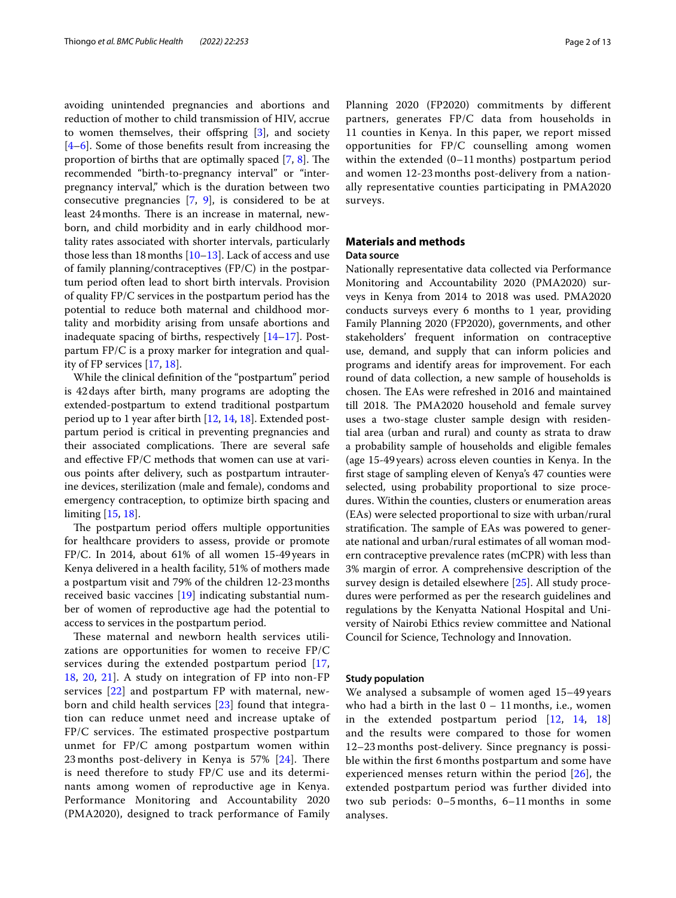avoiding unintended pregnancies and abortions and reduction of mother to child transmission of HIV, accrue to women themselves, their offspring [3], and society [4–6]. Some of those benefits result from increasing the proportion of births that are optimally spaced [7, 8]. The recommended "birth-to-pregnancy interval" or "inter-pregnancy interval," which is the duration between two consecutive pregnancies [7, 9], is considered to be at least 24 months. There is an increase in maternal, newborn, and child morbidity and in early childhood mortality rates associated with shorter intervals, particularly those less than 18 months [10–13]. Lack of access and use of family planning/contraceptives (FP/C) in the postpartum period often lead to short birth intervals. Provision of quality FP/C services in the postpartum period has the potential to reduce both maternal and childhood mortality and morbidity arising from unsafe abortions and inadequate spacing of births, respectively [14–17]. Postpartum FP/C is a proxy marker for integration and quality of FP services [17, 18].

While the clinical definition of the "postpartum" period is 42 days after birth, many programs are adopting the extended-postpartum to extend traditional postpartum period up to 1 year after birth [12, 14, 18]. Extended postpartum period is critical in preventing pregnancies and their associated complications. There are several safe and effective FP/C methods that women can use at various points after delivery, such as postpartum intrauterine devices, sterilization (male and female), condoms and emergency contraception, to optimize birth spacing and limiting [15, 18].

The postpartum period offers multiple opportunities for healthcare providers to assess, provide or promote FP/C. In 2014, about 61% of all women 15-49 years in Kenya delivered in a health facility, 51% of mothers made a postpartum visit and 79% of the children 12-23 months received basic vaccines [19] indicating substantial number of women of reproductive age had the potential to access to services in the postpartum period.

These maternal and newborn health services utilizations are opportunities for women to receive FP/C services during the extended postpartum period [17, 18, 20, 21]. A study on integration of FP into non-FP services [22] and postpartum FP with maternal, newborn and child health services [23] found that integration can reduce unmet need and increase uptake of FP/C services. The estimated prospective postpartum unmet for FP/C among postpartum women within 23 months post-delivery in Kenya is 57% [24]. There is need therefore to study FP/C use and its determinants among women of reproductive age in Kenya. Performance Monitoring and Accountability 2020 (PMA2020), designed to track performance of Family Planning 2020 (FP2020) commitments by different partners, generates FP/C data from households in 11 counties in Kenya. In this paper, we report missed opportunities for FP/C counselling among women within the extended (0–11 months) postpartum period and women 12-23 months post-delivery from a nationally representative counties participating in PMA2020 surveys.

## Materials and methods

### Data source

Nationally representative data collected via Performance Monitoring and Accountability 2020 (PMA2020) surveys in Kenya from 2014 to 2018 was used. PMA2020 conducts surveys every 6 months to 1 year, providing Family Planning 2020 (FP2020), governments, and other stakeholders' frequent information on contraceptive use, demand, and supply that can inform policies and programs and identify areas for improvement. For each round of data collection, a new sample of households is chosen. The EAs were refreshed in 2016 and maintained till 2018. The PMA2020 household and female survey uses a two-stage cluster sample design with residential area (urban and rural) and county as strata to draw a probability sample of households and eligible females (age 15-49 years) across eleven counties in Kenya. In the first stage of sampling eleven of Kenya's 47 counties were selected, using probability proportional to size procedures. Within the counties, clusters or enumeration areas (EAs) were selected proportional to size with urban/rural stratification. The sample of EAs was powered to generate national and urban/rural estimates of all woman modern contraceptive prevalence rates (mCPR) with less than 3% margin of error. A comprehensive description of the survey design is detailed elsewhere [25]. All study procedures were performed as per the research guidelines and regulations by the Kenyatta National Hospital and University of Nairobi Ethics review committee and National Council for Science, Technology and Innovation.

### Study population

We analysed a subsample of women aged 15–49 years who had a birth in the last 0 – 11 months, i.e., women in the extended postpartum period [12, 14, 18] and the results were compared to those for women 12–23 months post-delivery. Since pregnancy is possible within the first 6 months postpartum and some have experienced menses return within the period [26], the extended postpartum period was further divided into two sub periods: 0–5 months, 6–11 months in some analyses.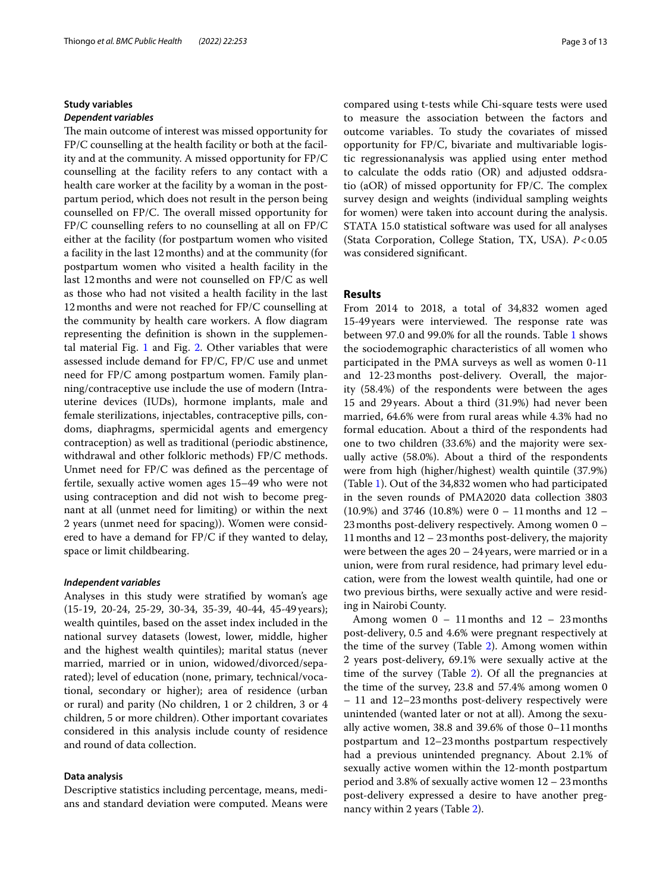## Study variables

### *Dependent variables*

The main outcome of interest was missed opportunity for FP/C counselling at the health facility or both at the facility and at the community. A missed opportunity for FP/C counselling at the facility refers to any contact with a health care worker at the facility by a woman in the postpartum period, which does not result in the person being counselled on FP/C. The overall missed opportunity for FP/C counselling refers to no counselling at all on FP/C either at the facility (for postpartum women who visited a facility in the last 12 months) and at the community (for postpartum women who visited a health facility in the last 12 months and were not counselled on FP/C as well as those who had not visited a health facility in the last 12 months and were not reached for FP/C counselling at the community by health care workers. A flow diagram representing the definition is shown in the supplemental material Fig. 1 and Fig. 2. Other variables that were assessed include demand for FP/C, FP/C use and unmet need for FP/C among postpartum women. Family planning/contraceptive use include the use of modern (Intrauterine devices (IUDs), hormone implants, male and female sterilizations, injectables, contraceptive pills, condoms, diaphragms, spermicidal agents and emergency contraception) as well as traditional (periodic abstinence, withdrawal and other folkloric methods) FP/C methods. Unmet need for FP/C was defined as the percentage of fertile, sexually active women ages 15–49 who were not using contraception and did not wish to become pregnant at all (unmet need for limiting) or within the next 2 years (unmet need for spacing)). Women were considered to have a demand for FP/C if they wanted to delay, space or limit childbearing.

### *Independent variables*

Analyses in this study were stratified by woman's age (15-19, 20-24, 25-29, 30-34, 35-39, 40-44, 45-49 years); wealth quintiles, based on the asset index included in the national survey datasets (lowest, lower, middle, higher and the highest wealth quintiles); marital status (never married, married or in union, widowed/divorced/separated); level of education (none, primary, technical/vocational, secondary or higher); area of residence (urban or rural) and parity (No children, 1 or 2 children, 3 or 4 children, 5 or more children). Other important covariates considered in this analysis include county of residence and round of data collection.

## Data analysis

Descriptive statistics including percentage, means, medians and standard deviation were computed. Means were compared using t-tests while Chi-square tests were used to measure the association between the factors and outcome variables. To study the covariates of missed opportunity for FP/C, bivariate and multivariable logistic regressionanalysis was applied using enter method to calculate the odds ratio (OR) and adjusted oddsratio (aOR) of missed opportunity for FP/C. The complex survey design and weights (individual sampling weights for women) were taken into account during the analysis. STATA 15.0 statistical software was used for all analyses (Stata Corporation, College Station, TX, USA). $P<0.05$ was considered significant.

# Results

From 2014 to 2018, a total of 34,832 women aged 15-49 years were interviewed. The response rate was between 97.0 and 99.0% for all the rounds. Table 1 shows the sociodemographic characteristics of all women who participated in the PMA surveys as well as women 0-11 and 12-23 months post-delivery. Overall, the majority (58.4%) of the respondents were between the ages 15 and 29 years. About a third (31.9%) had never been married, 64.6% were from rural areas while 4.3% had no formal education. About a third of the respondents had one to two children (33.6%) and the majority were sexually active (58.0%). About a third of the respondents were from high (higher/highest) wealth quintile (37.9%) (Table 1). Out of the 34,832 women who had participated in the seven rounds of PMA2020 data collection 3803 (10.9%) and 3746 (10.8%) were 0 – 11 months and 12 – 23 months post-delivery respectively. Among women 0 – 11 months and 12 – 23 months post-delivery, the majority were between the ages 20 – 24 years, were married or in a union, were from rural residence, had primary level education, were from the lowest wealth quintile, had one or two previous births, were sexually active and were residing in Nairobi County.

Among women 0 – 11 months and 12 – 23 months post-delivery, 0.5 and 4.6% were pregnant respectively at the time of the survey (Table 2). Among women within 2 years post-delivery, 69.1% were sexually active at the time of the survey (Table 2). Of all the pregnancies at the time of the survey, 23.8 and 57.4% among women 0 – 11 and 12–23 months post-delivery respectively were unintended (wanted later or not at all). Among the sexually active women, 38.8 and 39.6% of those 0–11 months postpartum and 12–23 months postpartum respectively had a previous unintended pregnancy. About 2.1% of sexually active women within the 12-month postpartum period and 3.8% of sexually active women 12 – 23 months post-delivery expressed a desire to have another pregnancy within 2 years (Table 2).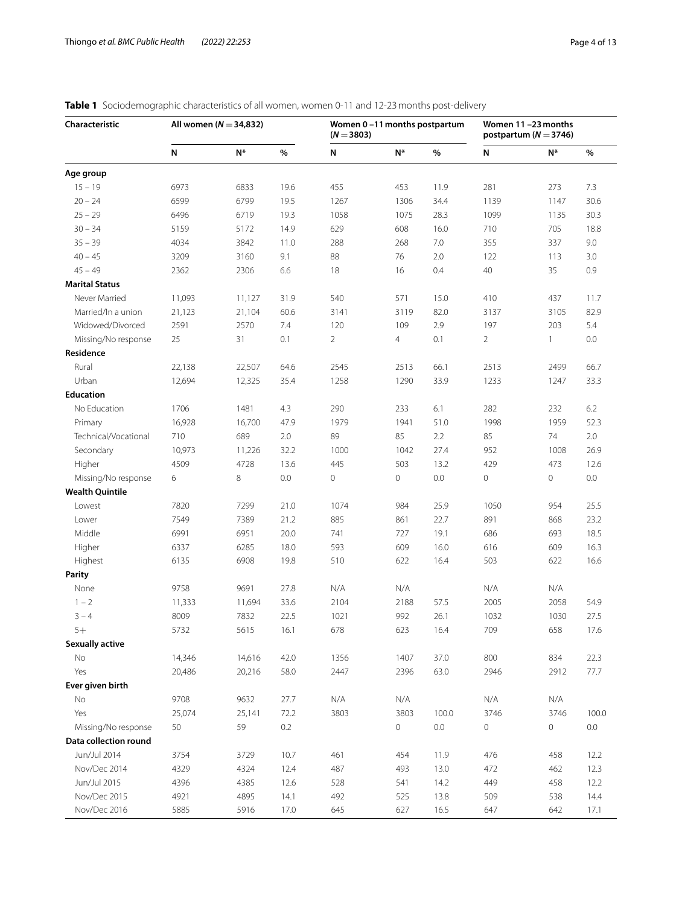**Table 1** Sociodemographic characteristics of all women, women 0-11 and 12-23 months post-delivery

| Characteristic | All women (*N* = 34,832) | | | Women 0 –11 months postpartum (*N* = 3803) | | | Women 11 –23 months postpartum (*N* = 3746) | | |
|---|---|---|---|---|---|---|---|---|---|
| | N | N* | % | N | N* | % | N | N* | % |
| **Age group** | | | | | | | | | |
| 15 – 19 | 6973 | 6833 | 19.6 | 455 | 453 | 11.9 | 281 | 273 | 7.3 |
| 20 – 24 | 6599 | 6799 | 19.5 | 1267 | 1306 | 34.4 | 1139 | 1147 | 30.6 |
| 25 – 29 | 6496 | 6719 | 19.3 | 1058 | 1075 | 28.3 | 1099 | 1135 | 30.3 |
| 30 – 34 | 5159 | 5172 | 14.9 | 629 | 608 | 16.0 | 710 | 705 | 18.8 |
| 35 – 39 | 4034 | 3842 | 11.0 | 288 | 268 | 7.0 | 355 | 337 | 9.0 |
| 40 – 45 | 3209 | 3160 | 9.1 | 88 | 76 | 2.0 | 122 | 113 | 3.0 |
| 45 – 49 | 2362 | 2306 | 6.6 | 18 | 16 | 0.4 | 40 | 35 | 0.9 |
| **Marital Status** | | | | | | | | | |
| Never Married | 11,093 | 11,127 | 31.9 | 540 | 571 | 15.0 | 410 | 437 | 11.7 |
| Married/In a union | 21,123 | 21,104 | 60.6 | 3141 | 3119 | 82.0 | 3137 | 3105 | 82.9 |
| Widowed/Divorced | 2591 | 2570 | 7.4 | 120 | 109 | 2.9 | 197 | 203 | 5.4 |
| Missing/No response | 25 | 31 | 0.1 | 2 | 4 | 0.1 | 2 | 1 | 0.0 |
| **Residence** | | | | | | | | | |
| Rural | 22,138 | 22,507 | 64.6 | 2545 | 2513 | 66.1 | 2513 | 2499 | 66.7 |
| Urban | 12,694 | 12,325 | 35.4 | 1258 | 1290 | 33.9 | 1233 | 1247 | 33.3 |
| **Education** | | | | | | | | | |
| No Education | 1706 | 1481 | 4.3 | 290 | 233 | 6.1 | 282 | 232 | 6.2 |
| Primary | 16,928 | 16,700 | 47.9 | 1979 | 1941 | 51.0 | 1998 | 1959 | 52.3 |
| Technical/Vocational | 710 | 689 | 2.0 | 89 | 85 | 2.2 | 85 | 74 | 2.0 |
| Secondary | 10,973 | 11,226 | 32.2 | 1000 | 1042 | 27.4 | 952 | 1008 | 26.9 |
| Higher | 4509 | 4728 | 13.6 | 445 | 503 | 13.2 | 429 | 473 | 12.6 |
| Missing/No response | 6 | 8 | 0.0 | 0 | 0 | 0.0 | 0 | 0 | 0.0 |
| **Wealth Quintile** | | | | | | | | | |
| Lowest | 7820 | 7299 | 21.0 | 1074 | 984 | 25.9 | 1050 | 954 | 25.5 |
| Lower | 7549 | 7389 | 21.2 | 885 | 861 | 22.7 | 891 | 868 | 23.2 |
| Middle | 6991 | 6951 | 20.0 | 741 | 727 | 19.1 | 686 | 693 | 18.5 |
| Higher | 6337 | 6285 | 18.0 | 593 | 609 | 16.0 | 616 | 609 | 16.3 |
| Highest | 6135 | 6908 | 19.8 | 510 | 622 | 16.4 | 503 | 622 | 16.6 |
| **Parity** | | | | | | | | | |
| None | 9758 | 9691 | 27.8 | N/A | N/A | | N/A | N/A | |
| 1 – 2 | 11,333 | 11,694 | 33.6 | 2104 | 2188 | 57.5 | 2005 | 2058 | 54.9 |
| 3 – 4 | 8009 | 7832 | 22.5 | 1021 | 992 | 26.1 | 1032 | 1030 | 27.5 |
| 5+ | 5732 | 5615 | 16.1 | 678 | 623 | 16.4 | 709 | 658 | 17.6 |
| **Sexually active** | | | | | | | | | |
| No | 14,346 | 14,616 | 42.0 | 1356 | 1407 | 37.0 | 800 | 834 | 22.3 |
| Yes | 20,486 | 20,216 | 58.0 | 2447 | 2396 | 63.0 | 2946 | 2912 | 77.7 |
| **Ever given birth** | | | | | | | | | |
| No | 9708 | 9632 | 27.7 | N/A | N/A | | N/A | N/A | |
| Yes | 25,074 | 25,141 | 72.2 | 3803 | 3803 | 100.0 | 3746 | 3746 | 100.0 |
| Missing/No response | 50 | 59 | 0.2 | | 0 | 0.0 | 0 | 0 | 0.0 |
| **Data collection round** | | | | | | | | | |
| Jun/Jul 2014 | 3754 | 3729 | 10.7 | 461 | 454 | 11.9 | 476 | 458 | 12.2 |
| Nov/Dec 2014 | 4329 | 4324 | 12.4 | 487 | 493 | 13.0 | 472 | 462 | 12.3 |
| Jun/Jul 2015 | 4396 | 4385 | 12.6 | 528 | 541 | 14.2 | 449 | 458 | 12.2 |
| Nov/Dec 2015 | 4921 | 4895 | 14.1 | 492 | 525 | 13.8 | 509 | 538 | 14.4 |
| Nov/Dec 2016 | 5885 | 5916 | 17.0 | 645 | 627 | 16.5 | 647 | 642 | 17.1 |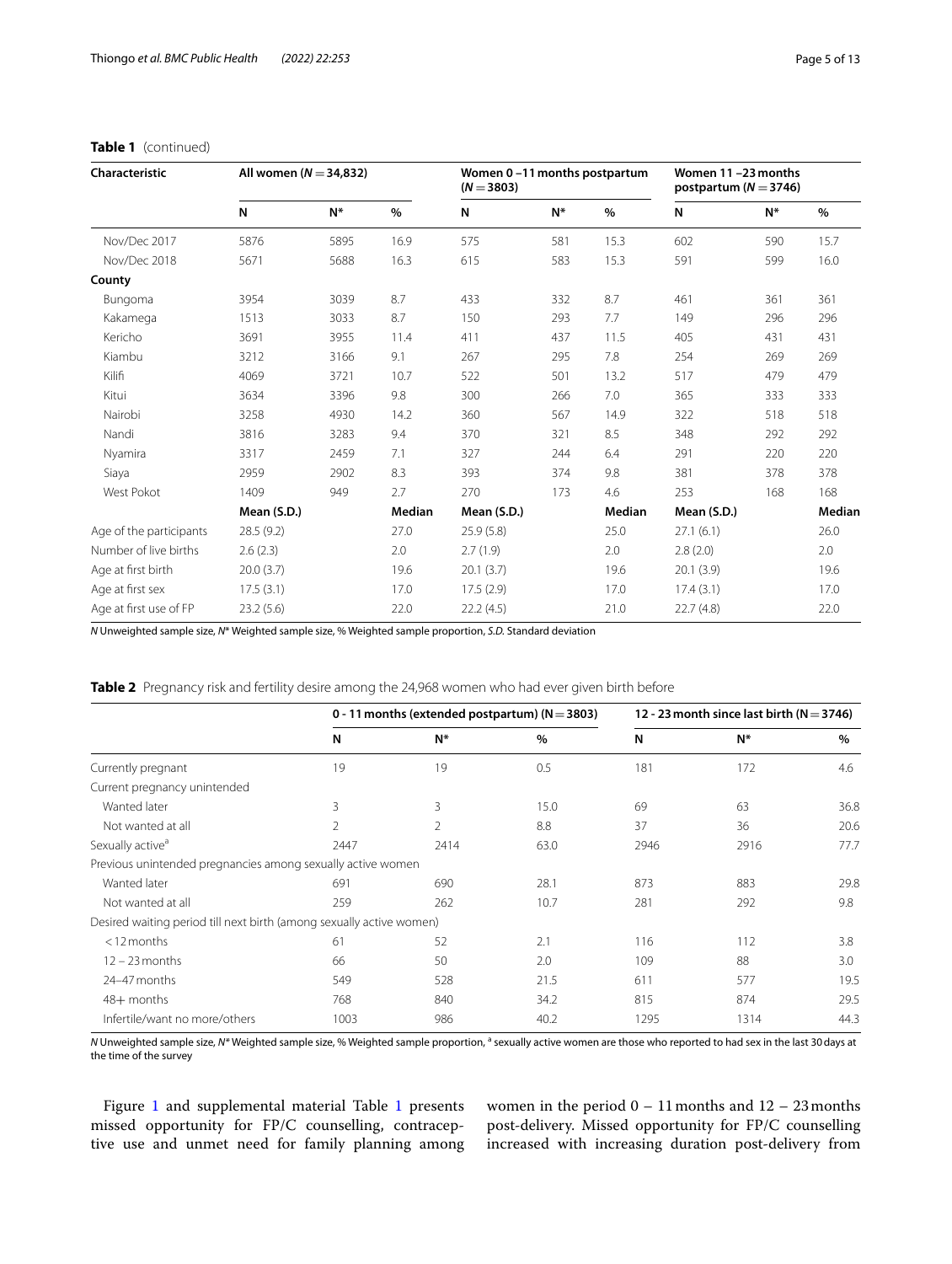**Table 1** (continued)

| Characteristic | All women (*N* = 34,832) | | | Women 0 –11 months postpartum (*N* = 3803) | | | Women 11 –23 months postpartum (*N* = 3746) | | |
|---|---|---|---|---|---|---|---|---|---|
| | N | N* | % | N | N* | % | N | N* | % |
| Nov/Dec 2017 | 5876 | 5895 | 16.9 | 575 | 581 | 15.3 | 602 | 590 | 15.7 |
| Nov/Dec 2018 | 5671 | 5688 | 16.3 | 615 | 583 | 15.3 | 591 | 599 | 16.0 |
| **County** | | | | | | | | | |
| Bungoma | 3954 | 3039 | 8.7 | 433 | 332 | 8.7 | 461 | 361 | 361 |
| Kakamega | 1513 | 3033 | 8.7 | 150 | 293 | 7.7 | 149 | 296 | 296 |
| Kericho | 3691 | 3955 | 11.4 | 411 | 437 | 11.5 | 405 | 431 | 431 |
| Kiambu | 3212 | 3166 | 9.1 | 267 | 295 | 7.8 | 254 | 269 | 269 |
| Kilifi | 4069 | 3721 | 10.7 | 522 | 501 | 13.2 | 517 | 479 | 479 |
| Kitui | 3634 | 3396 | 9.8 | 300 | 266 | 7.0 | 365 | 333 | 333 |
| Nairobi | 3258 | 4930 | 14.2 | 360 | 567 | 14.9 | 322 | 518 | 518 |
| Nandi | 3816 | 3283 | 9.4 | 370 | 321 | 8.5 | 348 | 292 | 292 |
| Nyamira | 3317 | 2459 | 7.1 | 327 | 244 | 6.4 | 291 | 220 | 220 |
| Siaya | 2959 | 2902 | 8.3 | 393 | 374 | 9.8 | 381 | 378 | 378 |
| West Pokot | 1409 | 949 | 2.7 | 270 | 173 | 4.6 | 253 | 168 | 168 |
| | **Mean (S.D.)** | | **Median** | **Mean (S.D.)** | | **Median** | **Mean (S.D.)** | | **Median** |
| Age of the participants | 28.5 (9.2) | | 27.0 | 25.9 (5.8) | | 25.0 | 27.1 (6.1) | | 26.0 |
| Number of live births | 2.6 (2.3) | | 2.0 | 2.7 (1.9) | | 2.0 | 2.8 (2.0) | | 2.0 |
| Age at first birth | 20.0 (3.7) | | 19.6 | 20.1 (3.7) | | 19.6 | 20.1 (3.9) | | 19.6 |
| Age at first sex | 17.5 (3.1) | | 17.0 | 17.5 (2.9) | | 17.0 | 17.4 (3.1) | | 17.0 |
| Age at first use of FP | 23.2 (5.6) | | 22.0 | 22.2 (4.5) | | 21.0 | 22.7 (4.8) | | 22.0 |

*N* Unweighted sample size, *N** Weighted sample size, % Weighted sample proportion, *S.D.* Standard deviation

**Table 2** Pregnancy risk and fertility desire among the 24,968 women who had ever given birth before

| | 0 - 11 months (extended postpartum) (N = 3803) | | | 12 - 23 month since last birth (N = 3746) | | |
|---|---|---|---|---|---|---|
| | N | N* | % | N | N* | % |
| Currently pregnant | 19 | 19 | 0.5 | 181 | 172 | 4.6 |
| Current pregnancy unintended | | | | | | |
| Wanted later | 3 | 3 | 15.0 | 69 | 63 | 36.8 |
| Not wanted at all | 2 | 2 | 8.8 | 37 | 36 | 20.6 |
| Sexually active[a] | 2447 | 2414 | 63.0 | 2946 | 2916 | 77.7 |
| Previous unintended pregnancies among sexually active women | | | | | | |
| Wanted later | 691 | 690 | 28.1 | 873 | 883 | 29.8 |
| Not wanted at all | 259 | 262 | 10.7 | 281 | 292 | 9.8 |
| Desired waiting period till next birth (among sexually active women) | | | | | | |
| < 12 months | 61 | 52 | 2.1 | 116 | 112 | 3.8 |
| 12 – 23 months | 66 | 50 | 2.0 | 109 | 88 | 3.0 |
| 24–47 months | 549 | 528 | 21.5 | 611 | 577 | 19.5 |
| 48+ months | 768 | 840 | 34.2 | 815 | 874 | 29.5 |
| Infertile/want no more/others | 1003 | 986 | 40.2 | 1295 | 1314 | 44.3 |

*N* Unweighted sample size, *N** Weighted sample size, % Weighted sample proportion, [a] sexually active women are those who reported to had sex in the last 30 days at the time of the survey

Figure 1 and supplemental material Table 1 presents missed opportunity for FP/C counselling, contraceptive use and unmet need for family planning among women in the period 0 – 11 months and 12 – 23 months post-delivery. Missed opportunity for FP/C counselling increased with increasing duration post-delivery from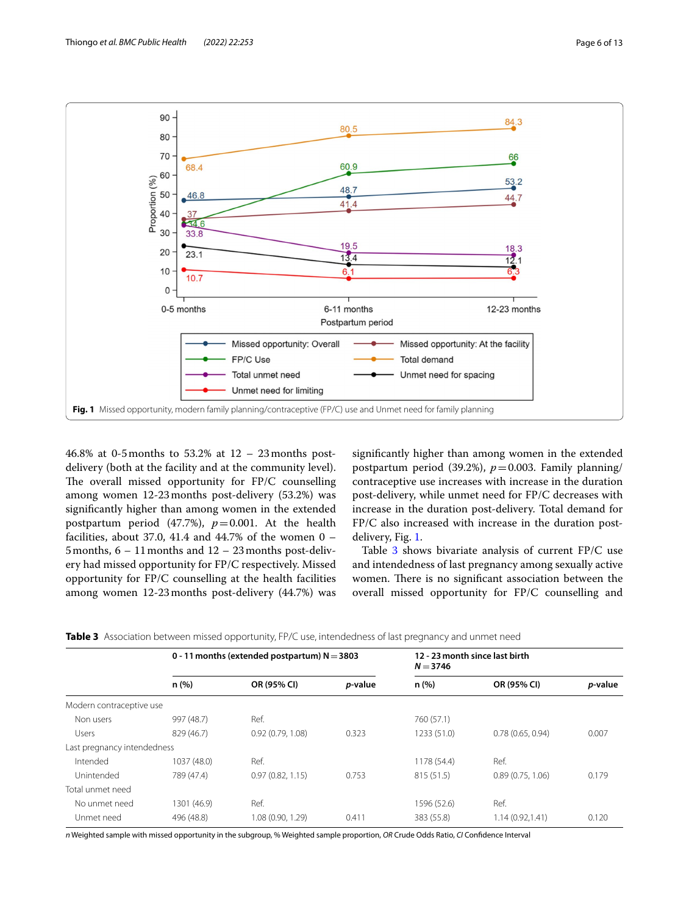Fig. 1 Missed opportunity, modern family planning/contraceptive (FP/C) use and Unmet need for family planning

46.8% at 0-5 months to 53.2% at 12 – 23 months post-delivery (both at the facility and at the community level). The overall missed opportunity for FP/C counselling among women 12-23 months post-delivery (53.2%) was significantly higher than among women in the extended postpartum period (47.7%), $p=0.001$. At the health facilities, about 37.0, 41.4 and 44.7% of the women 0 – 5 months, 6 – 11 months and 12 – 23 months post-delivery had missed opportunity for FP/C respectively. Missed opportunity for FP/C counselling at the health facilities among women 12-23 months post-delivery (44.7%) was significantly higher than among women in the extended postpartum period (39.2%), $p=0.003$. Family planning/contraceptive use increases with increase in the duration post-delivery, while unmet need for FP/C decreases with increase in the duration post-delivery. Total demand for FP/C also increased with increase in the duration post-delivery, Fig. 1.

Table 3 shows bivariate analysis of current FP/C use and intendedness of last pregnancy among sexually active women. There is no significant association between the overall missed opportunity for FP/C counselling and

**Table 3** Association between missed opportunity, FP/C use, intendedness of last pregnancy and unmet need

| | 0 - 11 months (extended postpartum) N = 3803 | | | 12 - 23 month since last birth N = 3746 | | |
|---|---|---|---|---|---|---|
| | n (%) | OR (95% CI) | *p*-value | n (%) | OR (95% CI) | *p*-value |
| Modern contraceptive use | | | | | | |
| Non users | 997 (48.7) | Ref. | | 760 (57.1) | | |
| Users | 829 (46.7) | 0.92 (0.79, 1.08) | 0.323 | 1233 (51.0) | 0.78 (0.65, 0.94) | 0.007 |
| Last pregnancy intendedness | | | | | | |
| Intended | 1037 (48.0) | Ref. | | 1178 (54.4) | Ref. | |
| Unintended | 789 (47.4) | 0.97 (0.82, 1.15) | 0.753 | 815 (51.5) | 0.89 (0.75, 1.06) | 0.179 |
| Total unmet need | | | | | | |
| No unmet need | 1301 (46.9) | Ref. | | 1596 (52.6) | Ref. | |
| Unmet need | 496 (48.8) | 1.08 (0.90, 1.29) | 0.411 | 383 (55.8) | 1.14 (0.92,1.41) | 0.120 |

*n* Weighted sample with missed opportunity in the subgroup, % Weighted sample proportion, *OR* Crude Odds Ratio, *CI* Confidence Interval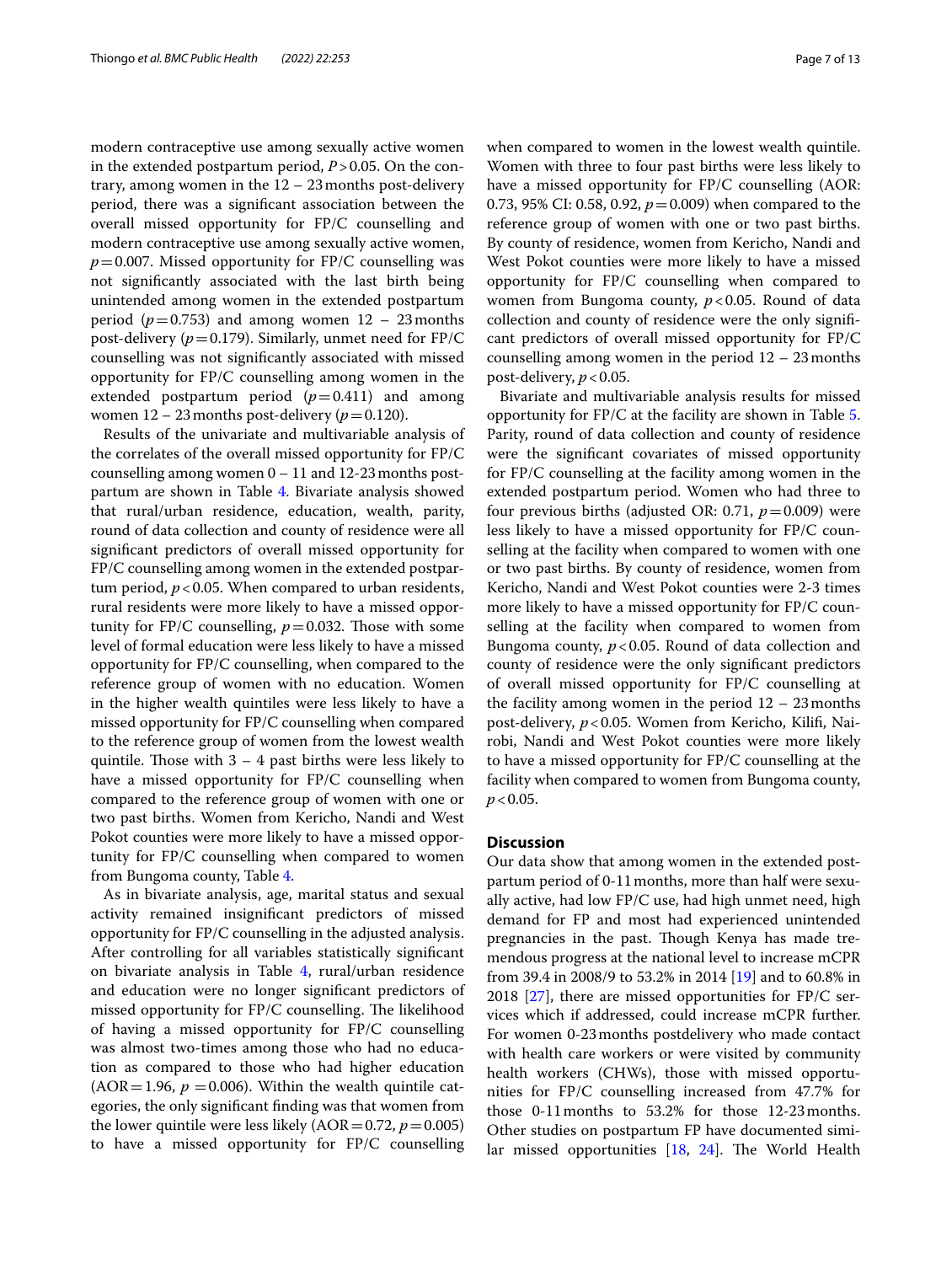modern contraceptive use among sexually active women in the extended postpartum period, $P > 0.05$. On the contrary, among women in the 12 – 23 months post-delivery period, there was a significant association between the overall missed opportunity for FP/C counselling and modern contraceptive use among sexually active women, $p = 0.007$. Missed opportunity for FP/C counselling was not significantly associated with the last birth being unintended among women in the extended postpartum period ($p = 0.753$) and among women 12 – 23 months post-delivery ($p = 0.179$). Similarly, unmet need for FP/C counselling was not significantly associated with missed opportunity for FP/C counselling among women in the extended postpartum period ($p = 0.411$) and among women 12 – 23 months post-delivery ($p = 0.120$).

Results of the univariate and multivariable analysis of the correlates of the overall missed opportunity for FP/C counselling among women 0 – 11 and 12-23 months postpartum are shown in Table 4. Bivariate analysis showed that rural/urban residence, education, wealth, parity, round of data collection and county of residence were all significant predictors of overall missed opportunity for FP/C counselling among women in the extended postpartum period, $p < 0.05$. When compared to urban residents, rural residents were more likely to have a missed opportunity for FP/C counselling, $p = 0.032$. Those with some level of formal education were less likely to have a missed opportunity for FP/C counselling, when compared to the reference group of women with no education. Women in the higher wealth quintiles were less likely to have a missed opportunity for FP/C counselling when compared to the reference group of women from the lowest wealth quintile. Those with 3 – 4 past births were less likely to have a missed opportunity for FP/C counselling when compared to the reference group of women with one or two past births. Women from Kericho, Nandi and West Pokot counties were more likely to have a missed opportunity for FP/C counselling when compared to women from Bungoma county, Table 4.

As in bivariate analysis, age, marital status and sexual activity remained insignificant predictors of missed opportunity for FP/C counselling in the adjusted analysis. After controlling for all variables statistically significant on bivariate analysis in Table 4, rural/urban residence and education were no longer significant predictors of missed opportunity for FP/C counselling. The likelihood of having a missed opportunity for FP/C counselling was almost two-times among those who had no education as compared to those who had higher education (AOR = 1.96, $p = 0.006$). Within the wealth quintile categories, the only significant finding was that women from the lower quintile were less likely (AOR = 0.72, $p = 0.005$) to have a missed opportunity for FP/C counselling when compared to women in the lowest wealth quintile. Women with three to four past births were less likely to have a missed opportunity for FP/C counselling (AOR: 0.73, 95% CI: 0.58, 0.92, $p = 0.009$) when compared to the reference group of women with one or two past births. By county of residence, women from Kericho, Nandi and West Pokot counties were more likely to have a missed opportunity for FP/C counselling when compared to women from Bungoma county, $p < 0.05$. Round of data collection and county of residence were the only significant predictors of overall missed opportunity for FP/C counselling among women in the period 12 – 23 months post-delivery, $p < 0.05$.

Bivariate and multivariable analysis results for missed opportunity for FP/C at the facility are shown in Table 5. Parity, round of data collection and county of residence were the significant covariates of missed opportunity for FP/C counselling at the facility among women in the extended postpartum period. Women who had three to four previous births (adjusted OR: 0.71, $p = 0.009$) were less likely to have a missed opportunity for FP/C counselling at the facility when compared to women with one or two past births. By county of residence, women from Kericho, Nandi and West Pokot counties were 2-3 times more likely to have a missed opportunity for FP/C counselling at the facility when compared to women from Bungoma county, $p < 0.05$. Round of data collection and county of residence were the only significant predictors of overall missed opportunity for FP/C counselling at the facility among women in the period 12 – 23 months post-delivery, $p < 0.05$. Women from Kericho, Kilifi, Nairobi, Nandi and West Pokot counties were more likely to have a missed opportunity for FP/C counselling at the facility when compared to women from Bungoma county, $p < 0.05$.

## Discussion

Our data show that among women in the extended postpartum period of 0-11 months, more than half were sexually active, had low FP/C use, had high unmet need, high demand for FP and most had experienced unintended pregnancies in the past. Though Kenya has made tremendous progress at the national level to increase mCPR from 39.4 in 2008/9 to 53.2% in 2014 [19] and to 60.8% in 2018 [27], there are missed opportunities for FP/C services which if addressed, could increase mCPR further. For women 0-23 months postdelivery who made contact with health care workers or were visited by community health workers (CHWs), those with missed opportunities for FP/C counselling increased from 47.7% for those 0-11 months to 53.2% for those 12-23 months. Other studies on postpartum FP have documented similar missed opportunities [18, 24]. The World Health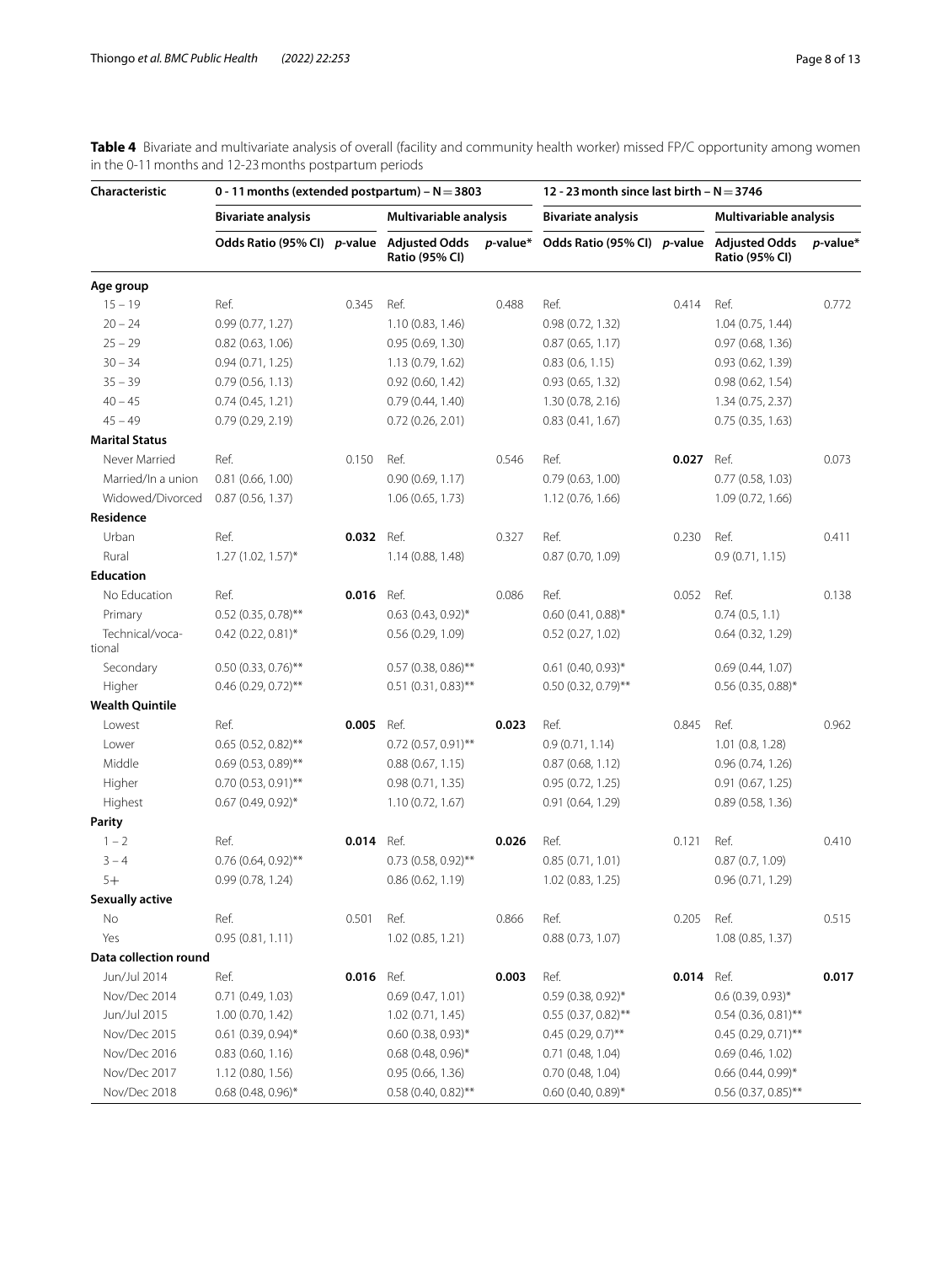**Table 4** Bivariate and multivariate analysis of overall (facility and community health worker) missed FP/C opportunity among women in the 0-11 months and 12-23 months postpartum periods

| Characteristic | 0 - 11 months (extended postpartum) – N = 3803 | | | | 12 - 23 month since last birth – N = 3746 | | | |
|---|---|---|---|---|---|---|---|---|
| | **Bivariate analysis** | | **Multivariable analysis** | | **Bivariate analysis** | | **Multivariable analysis** | |
| | **Odds Ratio (95% CI)** | ***p*-value** | **Adjusted Odds Ratio (95% CI)** | ***p*-value*** | **Odds Ratio (95% CI)** | ***p*-value** | **Adjusted Odds Ratio (95% CI)** | ***p*-value*** |
| **Age group** | | | | | | | | |
| 15 – 19 | Ref. | 0.345 | Ref. | 0.488 | Ref. | 0.414 | Ref. | 0.772 |
| 20 – 24 | 0.99 (0.77, 1.27) | | 1.10 (0.83, 1.46) | | 0.98 (0.72, 1.32) | | 1.04 (0.75, 1.44) | |
| 25 – 29 | 0.82 (0.63, 1.06) | | 0.95 (0.69, 1.30) | | 0.87 (0.65, 1.17) | | 0.97 (0.68, 1.36) | |
| 30 – 34 | 0.94 (0.71, 1.25) | | 1.13 (0.79, 1.62) | | 0.83 (0.6, 1.15) | | 0.93 (0.62, 1.39) | |
| 35 – 39 | 0.79 (0.56, 1.13) | | 0.92 (0.60, 1.42) | | 0.93 (0.65, 1.32) | | 0.98 (0.62, 1.54) | |
| 40 – 45 | 0.74 (0.45, 1.21) | | 0.79 (0.44, 1.40) | | 1.30 (0.78, 2.16) | | 1.34 (0.75, 2.37) | |
| 45 – 49 | 0.79 (0.29, 2.19) | | 0.72 (0.26, 2.01) | | 0.83 (0.41, 1.67) | | 0.75 (0.35, 1.63) | |
| **Marital Status** | | | | | | | | |
| Never Married | Ref. | 0.150 | Ref. | 0.546 | Ref. | **0.027** | Ref. | 0.073 |
| Married/In a union | 0.81 (0.66, 1.00) | | 0.90 (0.69, 1.17) | | 0.79 (0.63, 1.00) | | 0.77 (0.58, 1.03) | |
| Widowed/Divorced | 0.87 (0.56, 1.37) | | 1.06 (0.65, 1.73) | | 1.12 (0.76, 1.66) | | 1.09 (0.72, 1.66) | |
| **Residence** | | | | | | | | |
| Urban | Ref. | **0.032** | Ref. | 0.327 | Ref. | 0.230 | Ref. | 0.411 |
| Rural | 1.27 (1.02, 1.57)* | | 1.14 (0.88, 1.48) | | 0.87 (0.70, 1.09) | | 0.9 (0.71, 1.15) | |
| **Education** | | | | | | | | |
| No Education | Ref. | **0.016** | Ref. | 0.086 | Ref. | 0.052 | Ref. | 0.138 |
| Primary | 0.52 (0.35, 0.78)** | | 0.63 (0.43, 0.92)* | | 0.60 (0.41, 0.88)* | | 0.74 (0.5, 1.1) | |
| Technical/vocational | 0.42 (0.22, 0.81)* | | 0.56 (0.29, 1.09) | | 0.52 (0.27, 1.02) | | 0.64 (0.32, 1.29) | |
| Secondary | 0.50 (0.33, 0.76)** | | 0.57 (0.38, 0.86)** | | 0.61 (0.40, 0.93)* | | 0.69 (0.44, 1.07) | |
| Higher | 0.46 (0.29, 0.72)** | | 0.51 (0.31, 0.83)** | | 0.50 (0.32, 0.79)** | | 0.56 (0.35, 0.88)* | |
| **Wealth Quintile** | | | | | | | | |
| Lowest | Ref. | **0.005** | Ref. | **0.023** | Ref. | 0.845 | Ref. | 0.962 |
| Lower | 0.65 (0.52, 0.82)** | | 0.72 (0.57, 0.91)** | | 0.9 (0.71, 1.14) | | 1.01 (0.8, 1.28) | |
| Middle | 0.69 (0.53, 0.89)** | | 0.88 (0.67, 1.15) | | 0.87 (0.68, 1.12) | | 0.96 (0.74, 1.26) | |
| Higher | 0.70 (0.53, 0.91)** | | 0.98 (0.71, 1.35) | | 0.95 (0.72, 1.25) | | 0.91 (0.67, 1.25) | |
| Highest | 0.67 (0.49, 0.92)* | | 1.10 (0.72, 1.67) | | 0.91 (0.64, 1.29) | | 0.89 (0.58, 1.36) | |
| **Parity** | | | | | | | | |
| 1 – 2 | Ref. | **0.014** | Ref. | **0.026** | Ref. | 0.121 | Ref. | 0.410 |
| 3 – 4 | 0.76 (0.64, 0.92)** | | 0.73 (0.58, 0.92)** | | 0.85 (0.71, 1.01) | | 0.87 (0.7, 1.09) | |
| 5+ | 0.99 (0.78, 1.24) | | 0.86 (0.62, 1.19) | | 1.02 (0.83, 1.25) | | 0.96 (0.71, 1.29) | |
| **Sexually active** | | | | | | | | |
| No | Ref. | 0.501 | Ref. | 0.866 | Ref. | 0.205 | Ref. | 0.515 |
| Yes | 0.95 (0.81, 1.11) | | 1.02 (0.85, 1.21) | | 0.88 (0.73, 1.07) | | 1.08 (0.85, 1.37) | |
| **Data collection round** | | | | | | | | |
| Jun/Jul 2014 | Ref. | **0.016** | Ref. | **0.003** | Ref. | **0.014** | Ref. | **0.017** |
| Nov/Dec 2014 | 0.71 (0.49, 1.03) | | 0.69 (0.47, 1.01) | | 0.59 (0.38, 0.92)* | | 0.6 (0.39, 0.93)* | |
| Jun/Jul 2015 | 1.00 (0.70, 1.42) | | 1.02 (0.71, 1.45) | | 0.55 (0.37, 0.82)** | | 0.54 (0.36, 0.81)** | |
| Nov/Dec 2015 | 0.61 (0.39, 0.94)* | | 0.60 (0.38, 0.93)* | | 0.45 (0.29, 0.7)** | | 0.45 (0.29, 0.71)** | |
| Nov/Dec 2016 | 0.83 (0.60, 1.16) | | 0.68 (0.48, 0.96)* | | 0.71 (0.48, 1.04) | | 0.69 (0.46, 1.02) | |
| Nov/Dec 2017 | 1.12 (0.80, 1.56) | | 0.95 (0.66, 1.36) | | 0.70 (0.48, 1.04) | | 0.66 (0.44, 0.99)* | |
| Nov/Dec 2018 | 0.68 (0.48, 0.96)* | | 0.58 (0.40, 0.82)** | | 0.60 (0.40, 0.89)* | | 0.56 (0.37, 0.85)** | |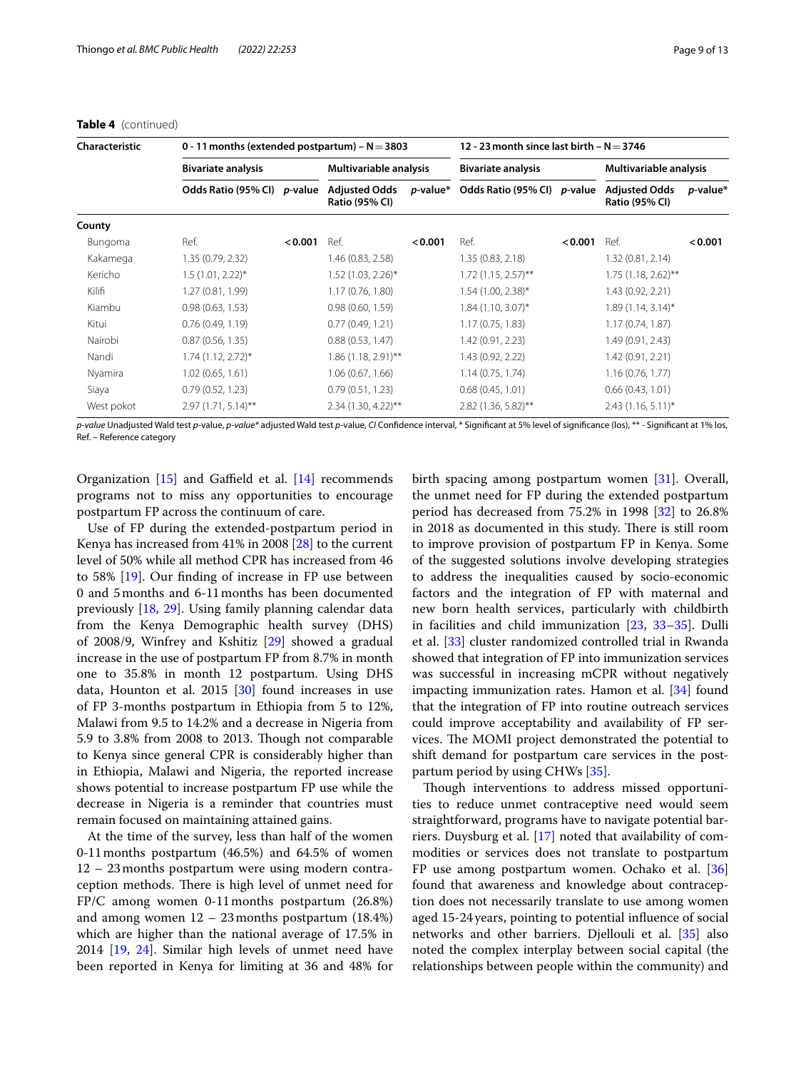**Table 4** (continued)

| Characteristic | 0 - 11 months (extended postpartum) – N = 3803 | | | | 12 - 23 month since last birth – N = 3746 | | | |
|---|---|---|---|---|---|---|---|---|
| | Bivariate analysis | | Multivariable analysis | | Bivariate analysis | | Multivariable analysis | |
| | Odds Ratio (95% CI) | *p*-value | Adjusted Odds Ratio (95% CI) | *p*-value* | Odds Ratio (95% CI) | *p*-value | Adjusted Odds Ratio (95% CI) | *p*-value* |
| **County** | | | | | | | | |
| Bungoma | Ref. | **< 0.001** | Ref. | **< 0.001** | Ref. | **< 0.001** | Ref. | **< 0.001** |
| Kakamega | 1.35 (0.79, 2.32) | | 1.46 (0.83, 2.58) | | 1.35 (0.83, 2.18) | | 1.32 (0.81, 2.14) | |
| Kericho | 1.5 (1.01, 2.22)* | | 1.52 (1.03, 2.26)* | | 1.72 (1.15, 2.57)** | | 1.75 (1.18, 2.62)** | |
| Kilifi | 1.27 (0.81, 1.99) | | 1.17 (0.76, 1.80) | | 1.54 (1.00, 2.38)* | | 1.43 (0.92, 2.21) | |
| Kiambu | 0.98 (0.63, 1.53) | | 0.98 (0.60, 1.59) | | 1.84 (1.10, 3.07)* | | 1.89 (1.14, 3.14)* | |
| Kitui | 0.76 (0.49, 1.19) | | 0.77 (0.49, 1.21) | | 1.17 (0.75, 1.83) | | 1.17 (0.74, 1.87) | |
| Nairobi | 0.87 (0.56, 1.35) | | 0.88 (0.53, 1.47) | | 1.42 (0.91, 2.23) | | 1.49 (0.91, 2.43) | |
| Nandi | 1.74 (1.12, 2.72)* | | 1.86 (1.18, 2.91)** | | 1.43 (0.92, 2.22) | | 1.42 (0.91, 2.21) | |
| Nyamira | 1.02 (0.65, 1.61) | | 1.06 (0.67, 1.66) | | 1.14 (0.75, 1.74) | | 1.16 (0.76, 1.77) | |
| Siaya | 0.79 (0.52, 1.23) | | 0.79 (0.51, 1.23) | | 0.68 (0.45, 1.01) | | 0.66 (0.43, 1.01) | |
| West pokot | 2.97 (1.71, 5.14)** | | 2.34 (1.30, 4.22)** | | 2.82 (1.36, 5.82)** | | 2.43 (1.16, 5.11)* | |

*p-value* Unadjusted Wald test *p*-value, *p-value** adjusted Wald test *p*-value, *CI* Confidence interval, * Significant at 5% level of significance (los), ** - Significant at 1% los, Ref. – Reference category

Organization [15] and Gaffield et al. [14] recommends programs not to miss any opportunities to encourage postpartum FP across the continuum of care.

Use of FP during the extended-postpartum period in Kenya has increased from 41% in 2008 [28] to the current level of 50% while all method CPR has increased from 46 to 58% [19]. Our finding of increase in FP use between 0 and 5 months and 6-11 months has been documented previously [18, 29]. Using family planning calendar data from the Kenya Demographic health survey (DHS) of 2008/9, Winfrey and Kshitiz [29] showed a gradual increase in the use of postpartum FP from 8.7% in month one to 35.8% in month 12 postpartum. Using DHS data, Hounton et al. 2015 [30] found increases in use of FP 3-months postpartum in Ethiopia from 5 to 12%, Malawi from 9.5 to 14.2% and a decrease in Nigeria from 5.9 to 3.8% from 2008 to 2013. Though not comparable to Kenya since general CPR is considerably higher than in Ethiopia, Malawi and Nigeria, the reported increase shows potential to increase postpartum FP use while the decrease in Nigeria is a reminder that countries must remain focused on maintaining attained gains.

At the time of the survey, less than half of the women 0-11 months postpartum (46.5%) and 64.5% of women 12 – 23 months postpartum were using modern contraception methods. There is high level of unmet need for FP/C among women 0-11 months postpartum (26.8%) and among women 12 – 23 months postpartum (18.4%) which are higher than the national average of 17.5% in 2014 [19, 24]. Similar high levels of unmet need have been reported in Kenya for limiting at 36 and 48% for birth spacing among postpartum women [31]. Overall, the unmet need for FP during the extended postpartum period has decreased from 75.2% in 1998 [32] to 26.8% in 2018 as documented in this study. There is still room to improve provision of postpartum FP in Kenya. Some of the suggested solutions involve developing strategies to address the inequalities caused by socio-economic factors and the integration of FP with maternal and new born health services, particularly with childbirth in facilities and child immunization [23, 33–35]. Dulli et al. [33] cluster randomized controlled trial in Rwanda showed that integration of FP into immunization services was successful in increasing mCPR without negatively impacting immunization rates. Hamon et al. [34] found that the integration of FP into routine outreach services could improve acceptability and availability of FP services. The MOMI project demonstrated the potential to shift demand for postpartum care services in the postpartum period by using CHWs [35].

Though interventions to address missed opportunities to reduce unmet contraceptive need would seem straightforward, programs have to navigate potential barriers. Duysburg et al. [17] noted that availability of commodities or services does not translate to postpartum FP use among postpartum women. Ochako et al. [36] found that awareness and knowledge about contraception does not necessarily translate to use among women aged 15-24 years, pointing to potential influence of social networks and other barriers. Djellouli et al. [35] also noted the complex interplay between social capital (the relationships between people within the community) and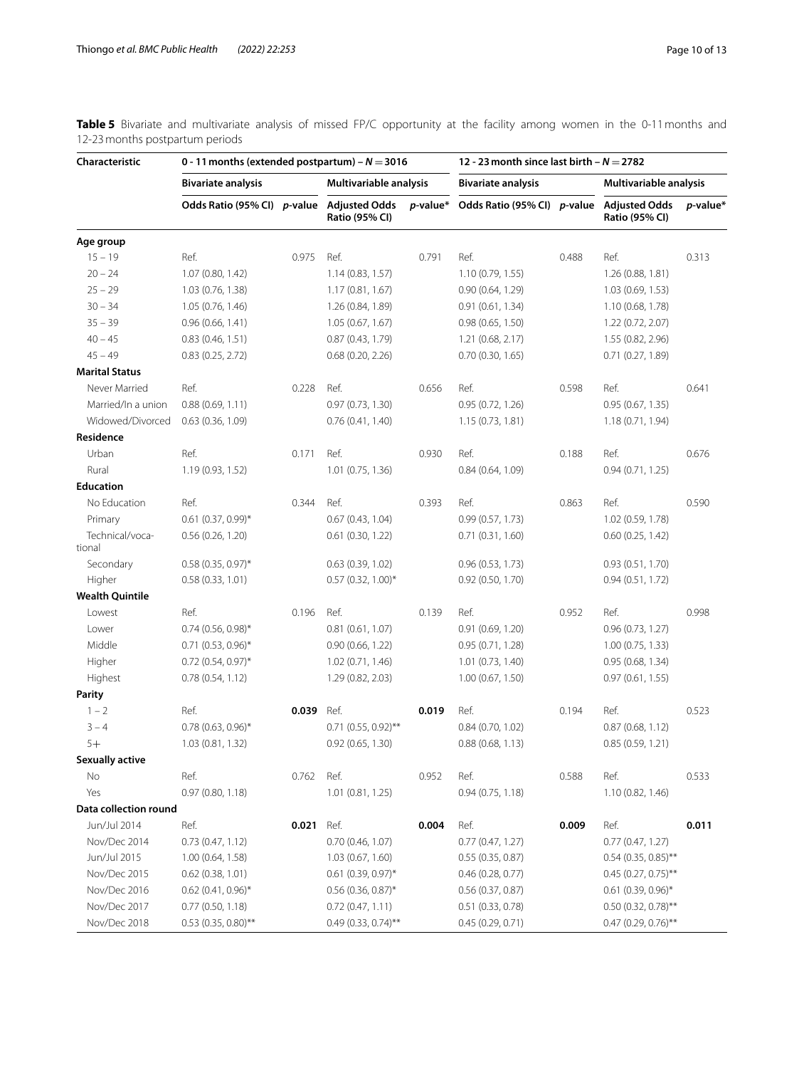**Table 5** Bivariate and multivariate analysis of missed FP/C opportunity at the facility among women in the 0-11 months and 12-23 months postpartum periods

| Characteristic | 0 - 11 months (extended postpartum) – $N = 3016$ | | | | 12 - 23 month since last birth – $N = 2782$ | | | |
|---|---|---|---|---|---|---|---|---|
| | Bivariate analysis | | Multivariable analysis | | Bivariate analysis | | Multivariable analysis | |
| | Odds Ratio (95% CI) | *p*-value | Adjusted Odds Ratio (95% CI) | *p*-value* | Odds Ratio (95% CI) | *p*-value | Adjusted Odds Ratio (95% CI) | *p*-value* |
| **Age group** | | | | | | | | |
| 15 – 19 | Ref. | 0.975 | Ref. | 0.791 | Ref. | 0.488 | Ref. | 0.313 |
| 20 – 24 | 1.07 (0.80, 1.42) | | 1.14 (0.83, 1.57) | | 1.10 (0.79, 1.55) | | 1.26 (0.88, 1.81) | |
| 25 – 29 | 1.03 (0.76, 1.38) | | 1.17 (0.81, 1.67) | | 0.90 (0.64, 1.29) | | 1.03 (0.69, 1.53) | |
| 30 – 34 | 1.05 (0.76, 1.46) | | 1.26 (0.84, 1.89) | | 0.91 (0.61, 1.34) | | 1.10 (0.68, 1.78) | |
| 35 – 39 | 0.96 (0.66, 1.41) | | 1.05 (0.67, 1.67) | | 0.98 (0.65, 1.50) | | 1.22 (0.72, 2.07) | |
| 40 – 45 | 0.83 (0.46, 1.51) | | 0.87 (0.43, 1.79) | | 1.21 (0.68, 2.17) | | 1.55 (0.82, 2.96) | |
| 45 – 49 | 0.83 (0.25, 2.72) | | 0.68 (0.20, 2.26) | | 0.70 (0.30, 1.65) | | 0.71 (0.27, 1.89) | |
| **Marital Status** | | | | | | | | |
| Never Married | Ref. | 0.228 | Ref. | 0.656 | Ref. | 0.598 | Ref. | 0.641 |
| Married/In a union | 0.88 (0.69, 1.11) | | 0.97 (0.73, 1.30) | | 0.95 (0.72, 1.26) | | 0.95 (0.67, 1.35) | |
| Widowed/Divorced | 0.63 (0.36, 1.09) | | 0.76 (0.41, 1.40) | | 1.15 (0.73, 1.81) | | 1.18 (0.71, 1.94) | |
| **Residence** | | | | | | | | |
| Urban | Ref. | 0.171 | Ref. | 0.930 | Ref. | 0.188 | Ref. | 0.676 |
| Rural | 1.19 (0.93, 1.52) | | 1.01 (0.75, 1.36) | | 0.84 (0.64, 1.09) | | 0.94 (0.71, 1.25) | |
| **Education** | | | | | | | | |
| No Education | Ref. | 0.344 | Ref. | 0.393 | Ref. | 0.863 | Ref. | 0.590 |
| Primary | 0.61 (0.37, 0.99)* | | 0.67 (0.43, 1.04) | | 0.99 (0.57, 1.73) | | 1.02 (0.59, 1.78) | |
| Technical/vocational | 0.56 (0.26, 1.20) | | 0.61 (0.30, 1.22) | | 0.71 (0.31, 1.60) | | 0.60 (0.25, 1.42) | |
| Secondary | 0.58 (0.35, 0.97)* | | 0.63 (0.39, 1.02) | | 0.96 (0.53, 1.73) | | 0.93 (0.51, 1.70) | |
| Higher | 0.58 (0.33, 1.01) | | 0.57 (0.32, 1.00)* | | 0.92 (0.50, 1.70) | | 0.94 (0.51, 1.72) | |
| **Wealth Quintile** | | | | | | | | |
| Lowest | Ref. | 0.196 | Ref. | 0.139 | Ref. | 0.952 | Ref. | 0.998 |
| Lower | 0.74 (0.56, 0.98)* | | 0.81 (0.61, 1.07) | | 0.91 (0.69, 1.20) | | 0.96 (0.73, 1.27) | |
| Middle | 0.71 (0.53, 0.96)* | | 0.90 (0.66, 1.22) | | 0.95 (0.71, 1.28) | | 1.00 (0.75, 1.33) | |
| Higher | 0.72 (0.54, 0.97)* | | 1.02 (0.71, 1.46) | | 1.01 (0.73, 1.40) | | 0.95 (0.68, 1.34) | |
| Highest | 0.78 (0.54, 1.12) | | 1.29 (0.82, 2.03) | | 1.00 (0.67, 1.50) | | 0.97 (0.61, 1.55) | |
| **Parity** | | | | | | | | |
| 1 – 2 | Ref. | **0.039** | Ref. | **0.019** | Ref. | 0.194 | Ref. | 0.523 |
| 3 – 4 | 0.78 (0.63, 0.96)* | | 0.71 (0.55, 0.92)** | | 0.84 (0.70, 1.02) | | 0.87 (0.68, 1.12) | |
| 5+ | 1.03 (0.81, 1.32) | | 0.92 (0.65, 1.30) | | 0.88 (0.68, 1.13) | | 0.85 (0.59, 1.21) | |
| **Sexually active** | | | | | | | | |
| No | Ref. | 0.762 | Ref. | 0.952 | Ref. | 0.588 | Ref. | 0.533 |
| Yes | 0.97 (0.80, 1.18) | | 1.01 (0.81, 1.25) | | 0.94 (0.75, 1.18) | | 1.10 (0.82, 1.46) | |
| **Data collection round** | | | | | | | | |
| Jun/Jul 2014 | Ref. | **0.021** | Ref. | **0.004** | Ref. | **0.009** | Ref. | **0.011** |
| Nov/Dec 2014 | 0.73 (0.47, 1.12) | | 0.70 (0.46, 1.07) | | 0.77 (0.47, 1.27) | | 0.77 (0.47, 1.27) | |
| Jun/Jul 2015 | 1.00 (0.64, 1.58) | | 1.03 (0.67, 1.60) | | 0.55 (0.35, 0.87) | | 0.54 (0.35, 0.85)** | |
| Nov/Dec 2015 | 0.62 (0.38, 1.01) | | 0.61 (0.39, 0.97)* | | 0.46 (0.28, 0.77) | | 0.45 (0.27, 0.75)** | |
| Nov/Dec 2016 | 0.62 (0.41, 0.96)* | | 0.56 (0.36, 0.87)* | | 0.56 (0.37, 0.87) | | 0.61 (0.39, 0.96)* | |
| Nov/Dec 2017 | 0.77 (0.50, 1.18) | | 0.72 (0.47, 1.11) | | 0.51 (0.33, 0.78) | | 0.50 (0.32, 0.78)** | |
| Nov/Dec 2018 | 0.53 (0.35, 0.80)** | | 0.49 (0.33, 0.74)** | | 0.45 (0.29, 0.71) | | 0.47 (0.29, 0.76)** | |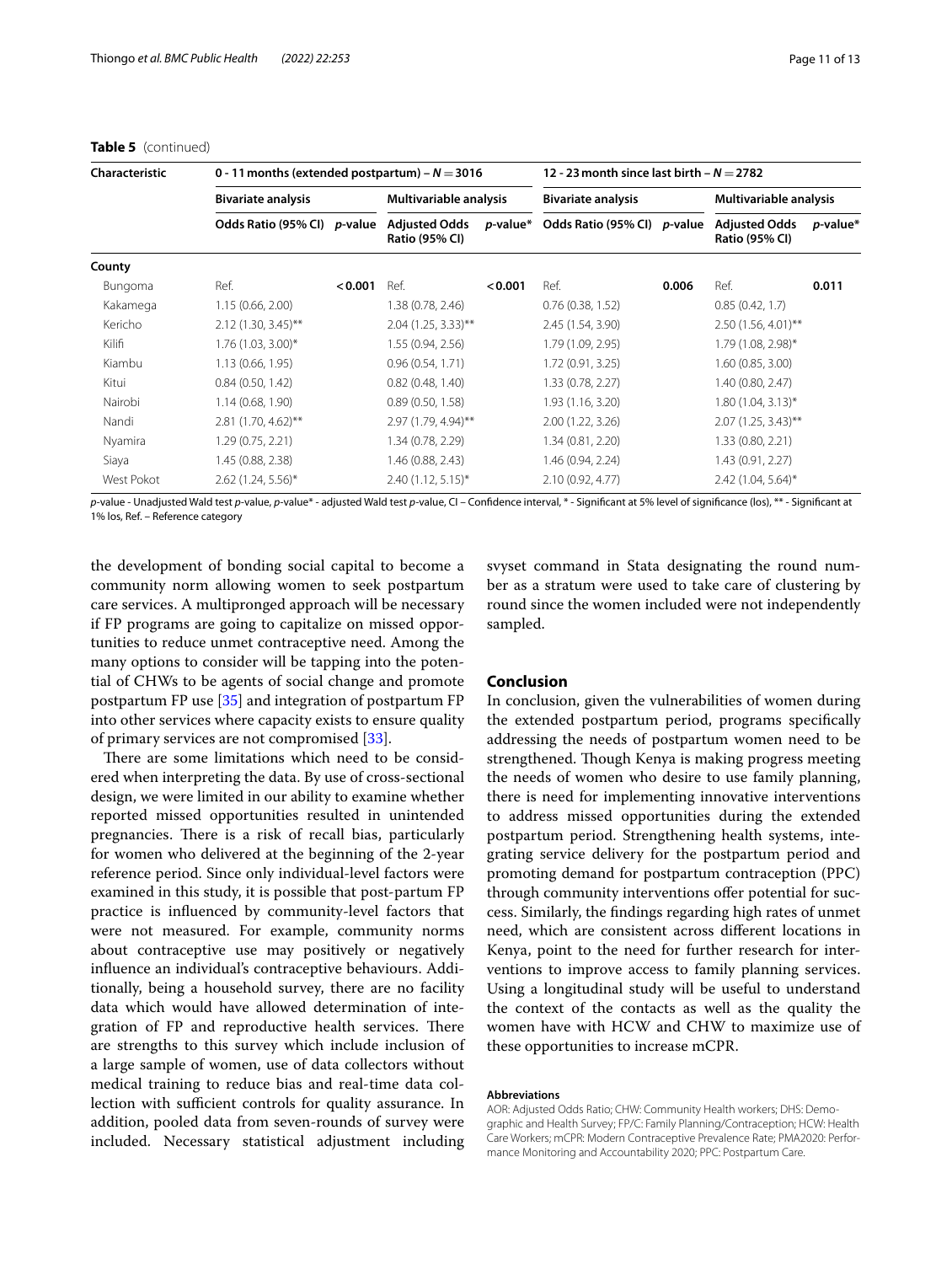**Table 5** (continued)

| Characteristic | 0 - 11 months (extended postpartum) – $N = 3016$ | | | | 12 - 23 month since last birth – $N = 2782$ | | | |
|---|---|---|---|---|---|---|---|---|
| | Bivariate analysis | | Multivariable analysis | | Bivariate analysis | | Multivariable analysis | |
| | Odds Ratio (95% CI) | *p*-value | Adjusted Odds Ratio (95% CI) | *p*-value* | Odds Ratio (95% CI) | *p*-value | Adjusted Odds Ratio (95% CI) | *p*-value* |
| **County** | | | | | | | | |
| Bungoma | Ref. | **< 0.001** | Ref. | **< 0.001** | Ref. | **0.006** | Ref. | **0.011** |
| Kakamega | 1.15 (0.66, 2.00) | | 1.38 (0.78, 2.46) | | 0.76 (0.38, 1.52) | | 0.85 (0.42, 1.7) | |
| Kericho | 2.12 (1.30, 3.45)** | | 2.04 (1.25, 3.33)** | | 2.45 (1.54, 3.90) | | 2.50 (1.56, 4.01)** | |
| Kilifi | 1.76 (1.03, 3.00)* | | 1.55 (0.94, 2.56) | | 1.79 (1.09, 2.95) | | 1.79 (1.08, 2.98)* | |
| Kiambu | 1.13 (0.66, 1.95) | | 0.96 (0.54, 1.71) | | 1.72 (0.91, 3.25) | | 1.60 (0.85, 3.00) | |
| Kitui | 0.84 (0.50, 1.42) | | 0.82 (0.48, 1.40) | | 1.33 (0.78, 2.27) | | 1.40 (0.80, 2.47) | |
| Nairobi | 1.14 (0.68, 1.90) | | 0.89 (0.50, 1.58) | | 1.93 (1.16, 3.20) | | 1.80 (1.04, 3.13)* | |
| Nandi | 2.81 (1.70, 4.62)** | | 2.97 (1.79, 4.94)** | | 2.00 (1.22, 3.26) | | 2.07 (1.25, 3.43)** | |
| Nyamira | 1.29 (0.75, 2.21) | | 1.34 (0.78, 2.29) | | 1.34 (0.81, 2.20) | | 1.33 (0.80, 2.21) | |
| Siaya | 1.45 (0.88, 2.38) | | 1.46 (0.88, 2.43) | | 1.46 (0.94, 2.24) | | 1.43 (0.91, 2.27) | |
| West Pokot | 2.62 (1.24, 5.56)* | | 2.40 (1.12, 5.15)* | | 2.10 (0.92, 4.77) | | 2.42 (1.04, 5.64)* | |

*p*-value - Unadjusted Wald test *p*-value, *p*-value* - adjusted Wald test *p*-value, CI – Confidence interval, * - Significant at 5% level of significance (los), ** - Significant at 1% los, Ref. – Reference category

the development of bonding social capital to become a community norm allowing women to seek postpartum care services. A multipronged approach will be necessary if FP programs are going to capitalize on missed opportunities to reduce unmet contraceptive need. Among the many options to consider will be tapping into the potential of CHWs to be agents of social change and promote postpartum FP use [35] and integration of postpartum FP into other services where capacity exists to ensure quality of primary services are not compromised [33].

There are some limitations which need to be considered when interpreting the data. By use of cross-sectional design, we were limited in our ability to examine whether reported missed opportunities resulted in unintended pregnancies. There is a risk of recall bias, particularly for women who delivered at the beginning of the 2-year reference period. Since only individual-level factors were examined in this study, it is possible that post-partum FP practice is influenced by community-level factors that were not measured. For example, community norms about contraceptive use may positively or negatively influence an individual's contraceptive behaviours. Additionally, being a household survey, there are no facility data which would have allowed determination of integration of FP and reproductive health services. There are strengths to this survey which include inclusion of a large sample of women, use of data collectors without medical training to reduce bias and real-time data collection with sufficient controls for quality assurance. In addition, pooled data from seven-rounds of survey were included. Necessary statistical adjustment including svyset command in Stata designating the round number as a stratum were used to take care of clustering by round since the women included were not independently sampled.

## Conclusion

In conclusion, given the vulnerabilities of women during the extended postpartum period, programs specifically addressing the needs of postpartum women need to be strengthened. Though Kenya is making progress meeting the needs of women who desire to use family planning, there is need for implementing innovative interventions to address missed opportunities during the extended postpartum period. Strengthening health systems, integrating service delivery for the postpartum period and promoting demand for postpartum contraception (PPC) through community interventions offer potential for success. Similarly, the findings regarding high rates of unmet need, which are consistent across different locations in Kenya, point to the need for further research for interventions to improve access to family planning services. Using a longitudinal study will be useful to understand the context of the contacts as well as the quality the women have with HCW and CHW to maximize use of these opportunities to increase mCPR.

#### Abbreviations

AOR: Adjusted Odds Ratio; CHW: Community Health workers; DHS: Demographic and Health Survey; FP/C: Family Planning/Contraception; HCW: Health Care Workers; mCPR: Modern Contraceptive Prevalence Rate; PMA2020: Performance Monitoring and Accountability 2020; PPC: Postpartum Care.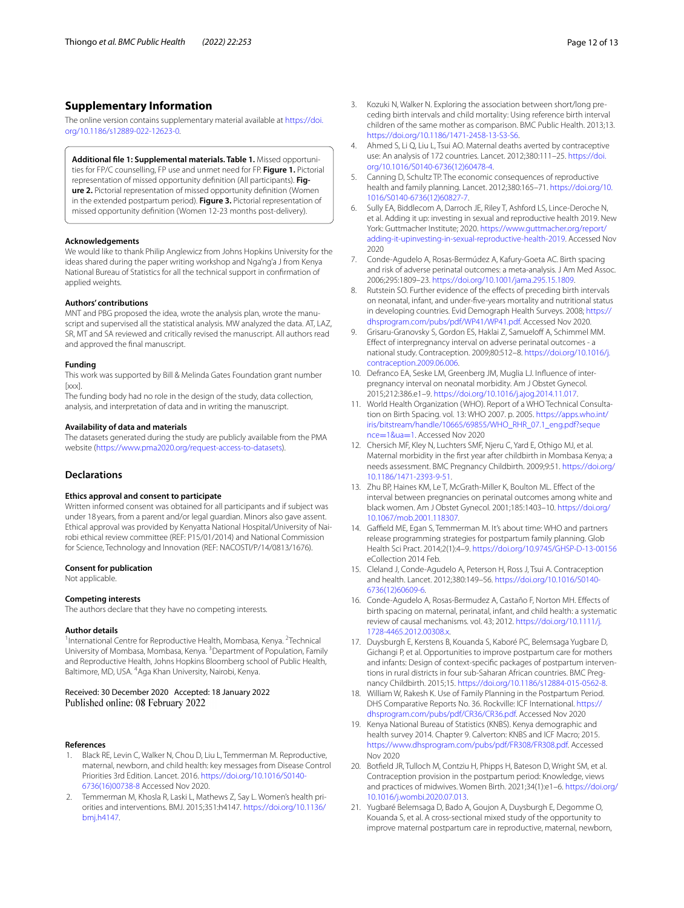## Supplementary Information

The online version contains supplementary material available at https://doi.org/10.1186/s12889-022-12623-0.

**Additional file 1: Supplemental materials. Table 1.** Missed opportunities for FP/C counselling, FP use and unmet need for FP. **Figure 1.** Pictorial representation of missed opportunity definition (All participants). **Figure 2.** Pictorial representation of missed opportunity definition (Women in the extended postpartum period). **Figure 3.** Pictorial representation of missed opportunity definition (Women 12-23 months post-delivery).

### Acknowledgements

We would like to thank Philip Anglewicz from Johns Hopkins University for the ideas shared during the paper writing workshop and Nga'ng'a J from Kenya National Bureau of Statistics for all the technical support in confirmation of applied weights.

### Authors' contributions

MNT and PBG proposed the idea, wrote the analysis plan, wrote the manuscript and supervised all the statistical analysis. MW analyzed the data. AT, LAZ, SR, MT and SA reviewed and critically revised the manuscript. All authors read and approved the final manuscript.

### Funding

This work was supported by Bill & Melinda Gates Foundation grant number [xxx].

The funding body had no role in the design of the study, data collection, analysis, and interpretation of data and in writing the manuscript.

### Availability of data and materials

The datasets generated during the study are publicly available from the PMA website (https://www.pma2020.org/request-access-to-datasets).

## Declarations

### Ethics approval and consent to participate

Written informed consent was obtained for all participants and if subject was under 18 years, from a parent and/or legal guardian. Minors also gave assent. Ethical approval was provided by Kenyatta National Hospital/University of Nairobi ethical review committee (REF: P15/01/2014) and National Commission for Science, Technology and Innovation (REF: NACOSTI/P/14/0813/1676).

### Consent for publication

Not applicable.

### Competing interests

The authors declare that they have no competing interests.

### Author details

[1]International Centre for Reproductive Health, Mombasa, Kenya. [2]Technical University of Mombasa, Mombasa, Kenya. [3]Department of Population, Family and Reproductive Health, Johns Hopkins Bloomberg school of Public Health, Baltimore, MD, USA. [4]Aga Khan University, Nairobi, Kenya.

Received: 30 December 2020 Accepted: 18 January 2022
Published online: 08 February 2022

### References

1. Black RE, Levin C, Walker N, Chou D, Liu L, Temmerman M. Reproductive, maternal, newborn, and child health: key messages from Disease Control Priorities 3rd Edition. Lancet. 2016. https://doi.org/10.1016/S0140-6736(16)00738-8 Accessed Nov 2020.
2. Temmerman M, Khosla R, Laski L, Mathews Z, Say L. Women's health priorities and interventions. BMJ. 2015;351:h4147. https://doi.org/10.1136/bmj.h4147.
3. Kozuki N, Walker N. Exploring the association between short/long preceding birth intervals and child mortality: Using reference birth interval children of the same mother as comparison. BMC Public Health. 2013;13. https://doi.org/10.1186/1471-2458-13-S3-S6.
4. Ahmed S, Li Q, Liu L, Tsui AO. Maternal deaths averted by contraceptive use: An analysis of 172 countries. Lancet. 2012;380:111–25. https://doi.org/10.1016/S0140-6736(12)60478-4.
5. Canning D, Schultz TP. The economic consequences of reproductive health and family planning. Lancet. 2012;380:165–71. https://doi.org/10.1016/S0140-6736(12)60827-7.
6. Sully EA, Biddlecom A, Darroch JE, Riley T, Ashford LS, Lince-Deroche N, et al. Adding it up: investing in sexual and reproductive health 2019. New York: Guttmacher Institute; 2020. https://www.guttmacher.org/report/adding-it-upinvesting-in-sexual-reproductive-health-2019. Accessed Nov 2020
7. Conde-Agudelo A, Rosas-Bermúdez A, Kafury-Goeta AC. Birth spacing and risk of adverse perinatal outcomes: a meta-analysis. J Am Med Assoc. 2006;295:1809–23. https://doi.org/10.1001/jama.295.15.1809.
8. Rutstein SO. Further evidence of the effects of preceding birth intervals on neonatal, infant, and under-five-years mortality and nutritional status in developing countries. Evid Demograph Health Surveys. 2008; https://dhsprogram.com/pubs/pdf/WP41/WP41.pdf. Accessed Nov 2020.
9. Grisaru-Granovsky S, Gordon ES, Haklai Z, Samueloff A, Schimmel MM. Effect of interpregnancy interval on adverse perinatal outcomes - a national study. Contraception. 2009;80:512–8. https://doi.org/10.1016/j.contraception.2009.06.006.
10. Defranco EA, Seske LM, Greenberg JM, Muglia LJ. Influence of interpregnancy interval on neonatal morbidity. Am J Obstet Gynecol. 2015;212:386.e1–9. https://doi.org/10.1016/j.ajog.2014.11.017.
11. World Health Organization (WHO). Report of a WHO Technical Consultation on Birth Spacing. vol. 13: WHO 2007. p. 2005. https://apps.who.int/iris/bitstream/handle/10665/69855/WHO_RHR_07.1_eng.pdf?sequence=1&ua=1. Accessed Nov 2020
12. Chersich MF, Kley N, Luchters SMF, Njeru C, Yard E, Othigo MJ, et al. Maternal morbidity in the first year after childbirth in Mombasa Kenya; a needs assessment. BMC Pregnancy Childbirth. 2009;9:51. https://doi.org/10.1186/1471-2393-9-51.
13. Zhu BP, Haines KM, Le T, McGrath-Miller K, Boulton ML. Effect of the interval between pregnancies on perinatal outcomes among white and black women. Am J Obstet Gynecol. 2001;185:1403–10. https://doi.org/10.1067/mob.2001.118307.
14. Gaffield ME, Egan S, Temmerman M. It's about time: WHO and partners release programming strategies for postpartum family planning. Glob Health Sci Pract. 2014;2(1):4–9. https://doi.org/10.9745/GHSP-D-13-00156 eCollection 2014 Feb.
15. Cleland J, Conde-Agudelo A, Peterson H, Ross J, Tsui A. Contraception and health. Lancet. 2012;380:149–56. https://doi.org/10.1016/S0140-6736(12)60609-6.
16. Conde-Agudelo A, Rosas-Bermudez A, Castaño F, Norton MH. Effects of birth spacing on maternal, perinatal, infant, and child health: a systematic review of causal mechanisms. vol. 43; 2012. https://doi.org/10.1111/j.1728-4465.2012.00308.x.
17. Duysburgh E, Kerstens B, Kouanda S, Kaboré PC, Belemsaga Yugbare D, Gichangi P, et al. Opportunities to improve postpartum care for mothers and infants: Design of context-specific packages of postpartum interventions in rural districts in four sub-Saharan African countries. BMC Pregnancy Childbirth. 2015;15. https://doi.org/10.1186/s12884-015-0562-8.
18. William W, Rakesh K. Use of Family Planning in the Postpartum Period. DHS Comparative Reports No. 36. Rockville: ICF International. https://dhsprogram.com/pubs/pdf/CR36/CR36.pdf. Accessed Nov 2020
19. Kenya National Bureau of Statistics (KNBS). Kenya demographic and health survey 2014. Chapter 9. Calverton: KNBS and ICF Macro; 2015. https://www.dhsprogram.com/pubs/pdf/FR308/FR308.pdf. Accessed Nov 2020
20. Botfield JR, Tulloch M, Contziu H, Phipps H, Bateson D, Wright SM, et al. Contraception provision in the postpartum period: Knowledge, views and practices of midwives. Women Birth. 2021;34(1):e1–6. https://doi.org/10.1016/j.wombi.2020.07.013.
21. Yugbaré Belemsaga D, Bado A, Goujon A, Duysburgh E, Degomme O, Kouanda S, et al. A cross-sectional mixed study of the opportunity to improve maternal postpartum care in reproductive, maternal, newborn,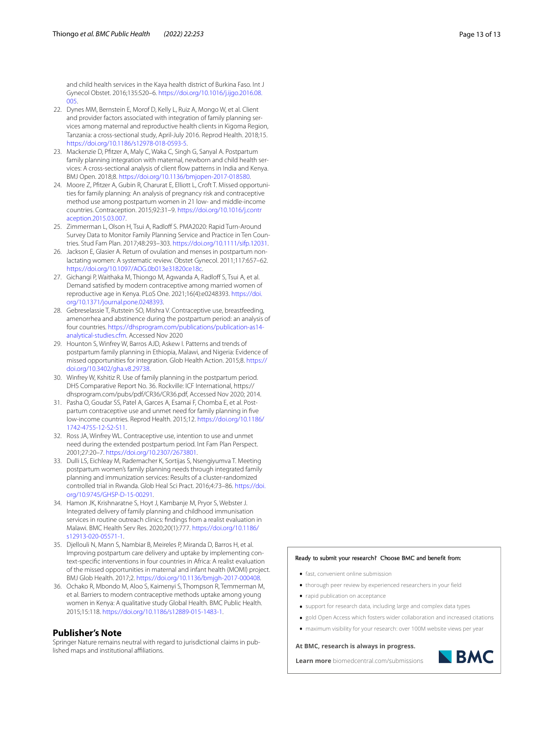and child health services in the Kaya health district of Burkina Faso. Int J Gynecol Obstet. 2016;135:S20–6. https://doi.org/10.1016/j.ijgo.2016.08.005.

22. Dynes MM, Bernstein E, Morof D, Kelly L, Ruiz A, Mongo W, et al. Client and provider factors associated with integration of family planning services among maternal and reproductive health clients in Kigoma Region, Tanzania: a cross-sectional study, April-July 2016. Reprod Health. 2018;15. https://doi.org/10.1186/s12978-018-0593-5.
23. Mackenzie D, Pfitzer A, Maly C, Waka C, Singh G, Sanyal A. Postpartum family planning integration with maternal, newborn and child health services: A cross-sectional analysis of client flow patterns in India and Kenya. BMJ Open. 2018;8. https://doi.org/10.1136/bmjopen-2017-018580.
24. Moore Z, Pfitzer A, Gubin R, Charurat E, Elliott L, Croft T. Missed opportunities for family planning: An analysis of pregnancy risk and contraceptive method use among postpartum women in 21 low- and middle-income countries. Contraception. 2015;92:31–9. https://doi.org/10.1016/j.contraception.2015.03.007.
25. Zimmerman L, Olson H, Tsui A, Radloff S. PMA2020: Rapid Turn-Around Survey Data to Monitor Family Planning Service and Practice in Ten Countries. Stud Fam Plan. 2017;48:293–303. https://doi.org/10.1111/sifp.12031.
26. Jackson E, Glasier A. Return of ovulation and menses in postpartum nonlactating women: A systematic review. Obstet Gynecol. 2011;117:657–62. https://doi.org/10.1097/AOG.0b013e31820ce18c.
27. Gichangi P, Waithaka M, Thiongo M, Agwanda A, Radloff S, Tsui A, et al. Demand satisfied by modern contraceptive among married women of reproductive age in Kenya. PLoS One. 2021;16(4):e0248393. https://doi.org/10.1371/journal.pone.0248393.
28. Gebreselassie T, Rutstein SO, Mishra V. Contraceptive use, breastfeeding, amenorrhea and abstinence during the postpartum period: an analysis of four countries. https://dhsprogram.com/publications/publication-as14-analytical-studies.cfm. Accessed Nov 2020
29. Hounton S, Winfrey W, Barros AJD, Askew I. Patterns and trends of postpartum family planning in Ethiopia, Malawi, and Nigeria: Evidence of missed opportunities for integration. Glob Health Action. 2015;8. https://doi.org/10.3402/gha.v8.29738.
30. Winfrey W, Kshitiz R. Use of family planning in the postpartum period. DHS Comparative Report No. 36. Rockville: ICF International, https://dhsprogram.com/pubs/pdf/CR36/CR36.pdf, Accessed Nov 2020; 2014.
31. Pasha O, Goudar SS, Patel A, Garces A, Esamai F, Chomba E, et al. Postpartum contraceptive use and unmet need for family planning in five low-income countries. Reprod Health. 2015;12. https://doi.org/10.1186/1742-4755-12-S2-S11.
32. Ross JA, Winfrey WL. Contraceptive use, intention to use and unmet need during the extended postpartum period. Int Fam Plan Perspect. 2001;27:20–7. https://doi.org/10.2307/2673801.
33. Dulli LS, Eichleay M, Rademacher K, Sortijas S, Nsengiyumva T. Meeting postpartum women's family planning needs through integrated family planning and immunization services: Results of a cluster-randomized controlled trial in Rwanda. Glob Heal Sci Pract. 2016;4:73–86. https://doi.org/10.9745/GHSP-D-15-00291.
34. Hamon JK, Krishnaratne S, Hoyt J, Kambanje M, Pryor S, Webster J. Integrated delivery of family planning and childhood immunisation services in routine outreach clinics: findings from a realist evaluation in Malawi. BMC Health Serv Res. 2020;20(1):777. https://doi.org/10.1186/s12913-020-05571-1.
35. Djellouli N, Mann S, Nambiar B, Meireles P, Miranda D, Barros H, et al. Improving postpartum care delivery and uptake by implementing context-specific interventions in four countries in Africa: A realist evaluation of the missed opportunities in maternal and infant health (MOMI) project. BMJ Glob Health. 2017;2. https://doi.org/10.1136/bmjgh-2017-000408.
36. Ochako R, Mbondo M, Aloo S, Kaimenyi S, Thompson R, Temmerman M, et al. Barriers to modern contraceptive methods uptake among young women in Kenya: A qualitative study Global Health. BMC Public Health. 2015;15:118. https://doi.org/10.1186/s12889-015-1483-1.

## Publisher's Note

Springer Nature remains neutral with regard to jurisdictional claims in published maps and institutional affiliations.

Ready to submit your research? Choose BMC and benefit from:

- fast, convenient online submission
- thorough peer review by experienced researchers in your field
- rapid publication on acceptance
- support for research data, including large and complex data types
- gold Open Access which fosters wider collaboration and increased citations
- maximum visibility for your research: over 100M website views per year

**At BMC, research is always in progress.**

**Learn more** biomedcentral.com/submissions